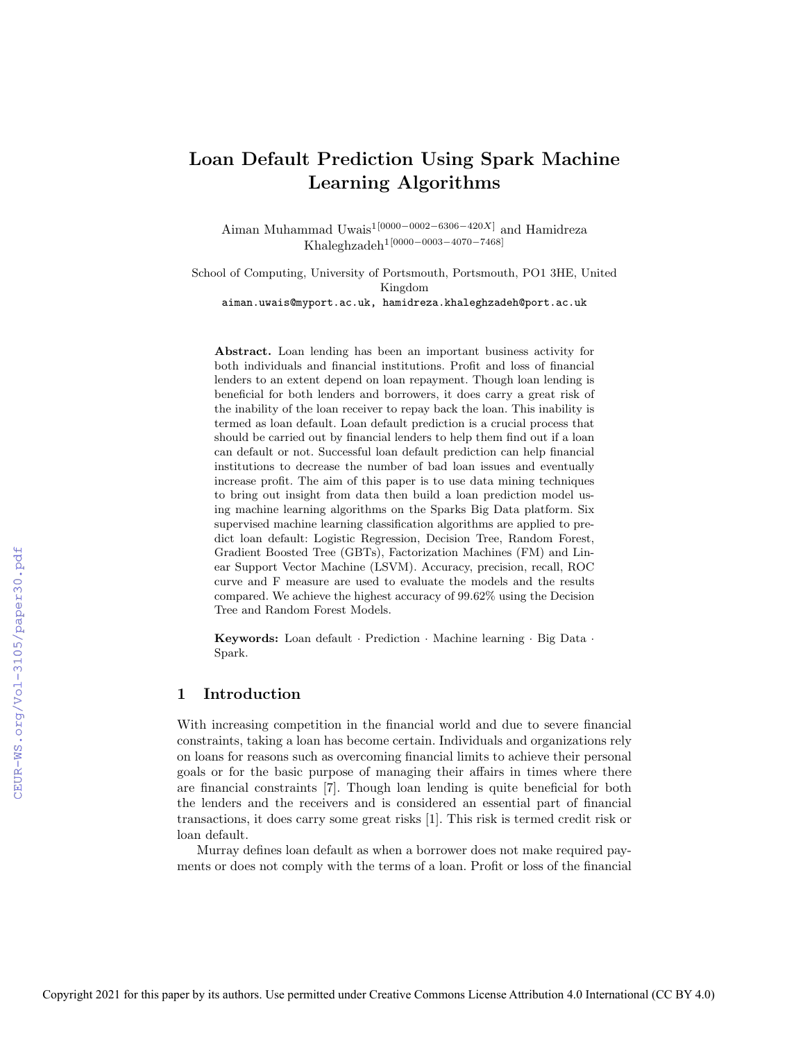# Loan Default Prediction Using Spark Machine Learning Algorithms

Aiman Muhammad Uwais[1[0000−0002−6306−420X]] and Hamidreza Khaleghzadeh[1[0000−0003−4070−7468]]

School of Computing, University of Portsmouth, Portsmouth, PO1 3HE, United Kingdom
aiman.uwais@myport.ac.uk, hamidreza.khaleghzadeh@port.ac.uk

**Abstract.** Loan lending has been an important business activity for both individuals and financial institutions. Profit and loss of financial lenders to an extent depend on loan repayment. Though loan lending is beneficial for both lenders and borrowers, it does carry a great risk of the inability of the loan receiver to repay back the loan. This inability is termed as loan default. Loan default prediction is a crucial process that should be carried out by financial lenders to help them find out if a loan can default or not. Successful loan default prediction can help financial institutions to decrease the number of bad loan issues and eventually increase profit. The aim of this paper is to use data mining techniques to bring out insight from data then build a loan prediction model using machine learning algorithms on the Sparks Big Data platform. Six supervised machine learning classification algorithms are applied to predict loan default: Logistic Regression, Decision Tree, Random Forest, Gradient Boosted Tree (GBTs), Factorization Machines (FM) and Linear Support Vector Machine (LSVM). Accuracy, precision, recall, ROC curve and F measure are used to evaluate the models and the results compared. We achieve the highest accuracy of 99.62% using the Decision Tree and Random Forest Models.

**Keywords:** Loan default · Prediction · Machine learning · Big Data · Spark.

## 1 Introduction

With increasing competition in the financial world and due to severe financial constraints, taking a loan has become certain. Individuals and organizations rely on loans for reasons such as overcoming financial limits to achieve their personal goals or for the basic purpose of managing their affairs in times where there are financial constraints [7]. Though loan lending is quite beneficial for both the lenders and the receivers and is considered an essential part of financial transactions, it does carry some great risks [1]. This risk is termed credit risk or loan default.

Murray defines loan default as when a borrower does not make required payments or does not comply with the terms of a loan. Profit or loss of the financial

Copyright 2021 for this paper by its authors. Use permitted under Creative Commons License Attribution 4.0 International (CC BY 4.0)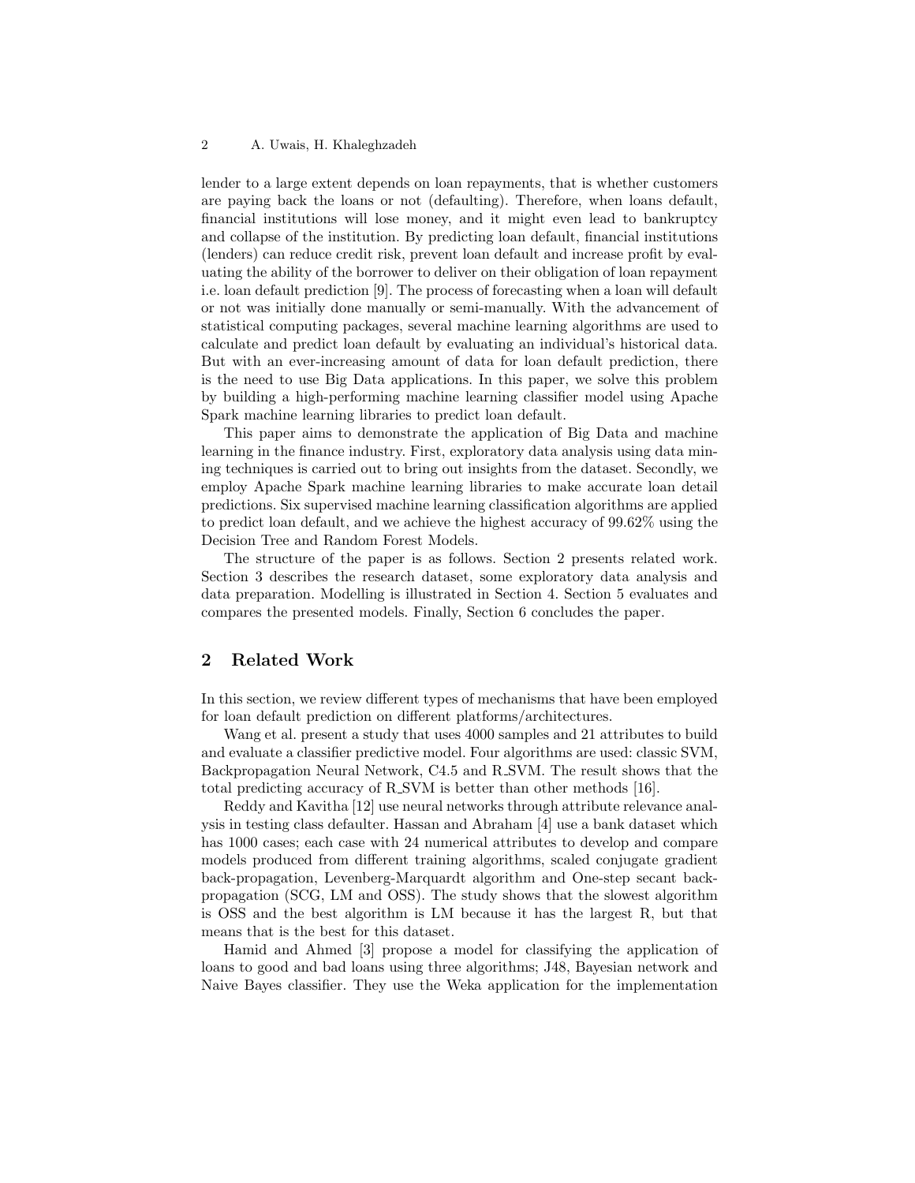lender to a large extent depends on loan repayments, that is whether customers are paying back the loans or not (defaulting). Therefore, when loans default, financial institutions will lose money, and it might even lead to bankruptcy and collapse of the institution. By predicting loan default, financial institutions (lenders) can reduce credit risk, prevent loan default and increase profit by evaluating the ability of the borrower to deliver on their obligation of loan repayment i.e. loan default prediction [9]. The process of forecasting when a loan will default or not was initially done manually or semi-manually. With the advancement of statistical computing packages, several machine learning algorithms are used to calculate and predict loan default by evaluating an individual's historical data. But with an ever-increasing amount of data for loan default prediction, there is the need to use Big Data applications. In this paper, we solve this problem by building a high-performing machine learning classifier model using Apache Spark machine learning libraries to predict loan default.

This paper aims to demonstrate the application of Big Data and machine learning in the finance industry. First, exploratory data analysis using data mining techniques is carried out to bring out insights from the dataset. Secondly, we employ Apache Spark machine learning libraries to make accurate loan detail predictions. Six supervised machine learning classification algorithms are applied to predict loan default, and we achieve the highest accuracy of 99.62% using the Decision Tree and Random Forest Models.

The structure of the paper is as follows. Section 2 presents related work. Section 3 describes the research dataset, some exploratory data analysis and data preparation. Modelling is illustrated in Section 4. Section 5 evaluates and compares the presented models. Finally, Section 6 concludes the paper.

## 2 Related Work

In this section, we review different types of mechanisms that have been employed for loan default prediction on different platforms/architectures.

Wang et al. present a study that uses 4000 samples and 21 attributes to build and evaluate a classifier predictive model. Four algorithms are used: classic SVM, Backpropagation Neural Network, C4.5 and R_SVM. The result shows that the total predicting accuracy of R_SVM is better than other methods [16].

Reddy and Kavitha [12] use neural networks through attribute relevance analysis in testing class defaulter. Hassan and Abraham [4] use a bank dataset which has 1000 cases; each case with 24 numerical attributes to develop and compare models produced from different training algorithms, scaled conjugate gradient back-propagation, Levenberg-Marquardt algorithm and One-step secant backpropagation (SCG, LM and OSS). The study shows that the slowest algorithm is OSS and the best algorithm is LM because it has the largest R, but that means that is the best for this dataset.

Hamid and Ahmed [3] propose a model for classifying the application of loans to good and bad loans using three algorithms; J48, Bayesian network and Naive Bayes classifier. They use the Weka application for the implementation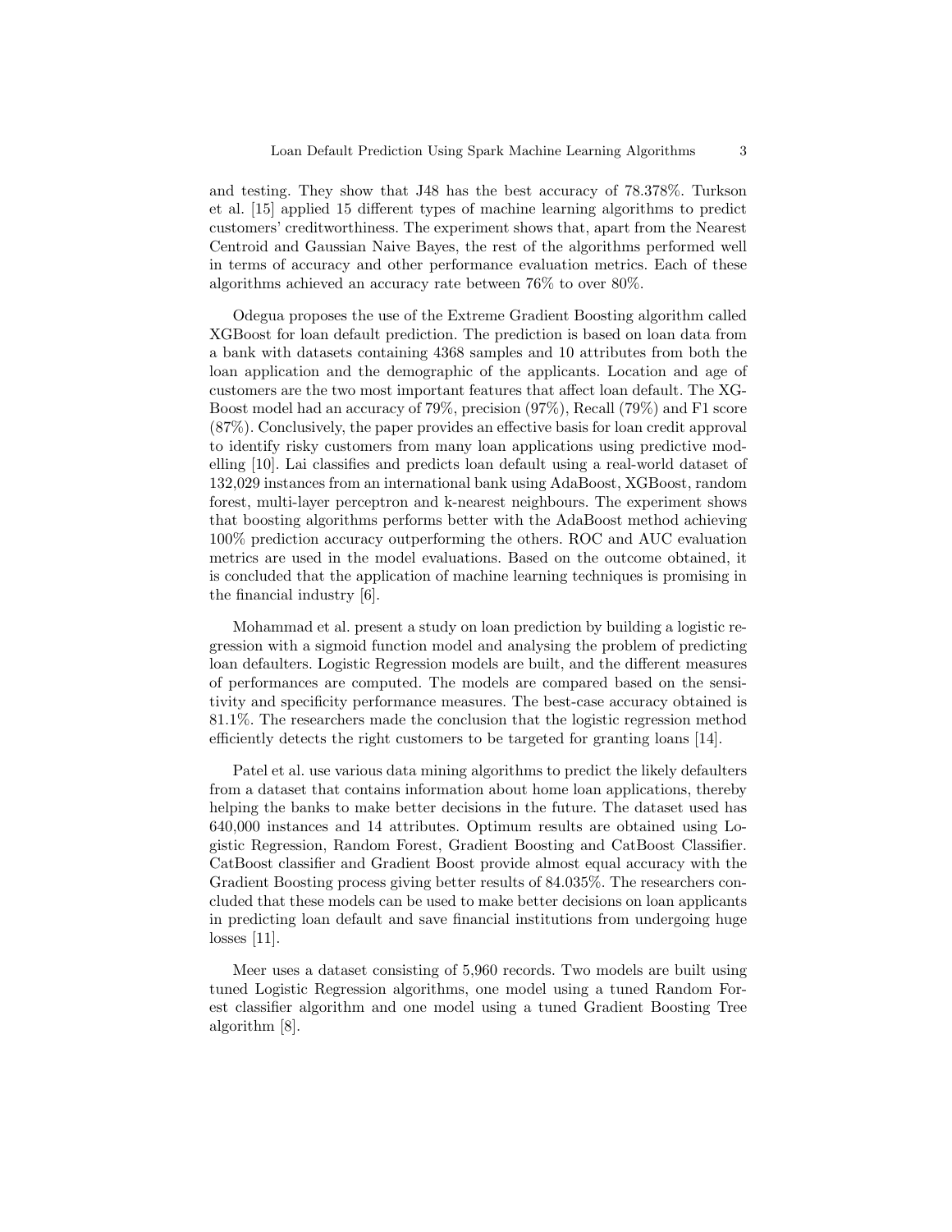and testing. They show that J48 has the best accuracy of 78.378%. Turkson et al. [15] applied 15 different types of machine learning algorithms to predict customers' creditworthiness. The experiment shows that, apart from the Nearest Centroid and Gaussian Naive Bayes, the rest of the algorithms performed well in terms of accuracy and other performance evaluation metrics. Each of these algorithms achieved an accuracy rate between 76% to over 80%.

Odegua proposes the use of the Extreme Gradient Boosting algorithm called XGBoost for loan default prediction. The prediction is based on loan data from a bank with datasets containing 4368 samples and 10 attributes from both the loan application and the demographic of the applicants. Location and age of customers are the two most important features that affect loan default. The XGBoost model had an accuracy of 79%, precision (97%), Recall (79%) and F1 score (87%). Conclusively, the paper provides an effective basis for loan credit approval to identify risky customers from many loan applications using predictive modelling [10]. Lai classifies and predicts loan default using a real-world dataset of 132,029 instances from an international bank using AdaBoost, XGBoost, random forest, multi-layer perceptron and k-nearest neighbours. The experiment shows that boosting algorithms performs better with the AdaBoost method achieving 100% prediction accuracy outperforming the others. ROC and AUC evaluation metrics are used in the model evaluations. Based on the outcome obtained, it is concluded that the application of machine learning techniques is promising in the financial industry [6].

Mohammad et al. present a study on loan prediction by building a logistic regression with a sigmoid function model and analysing the problem of predicting loan defaulters. Logistic Regression models are built, and the different measures of performances are computed. The models are compared based on the sensitivity and specificity performance measures. The best-case accuracy obtained is 81.1%. The researchers made the conclusion that the logistic regression method efficiently detects the right customers to be targeted for granting loans [14].

Patel et al. use various data mining algorithms to predict the likely defaulters from a dataset that contains information about home loan applications, thereby helping the banks to make better decisions in the future. The dataset used has 640,000 instances and 14 attributes. Optimum results are obtained using Logistic Regression, Random Forest, Gradient Boosting and CatBoost Classifier. CatBoost classifier and Gradient Boost provide almost equal accuracy with the Gradient Boosting process giving better results of 84.035%. The researchers concluded that these models can be used to make better decisions on loan applicants in predicting loan default and save financial institutions from undergoing huge losses [11].

Meer uses a dataset consisting of 5,960 records. Two models are built using tuned Logistic Regression algorithms, one model using a tuned Random Forest classifier algorithm and one model using a tuned Gradient Boosting Tree algorithm [8].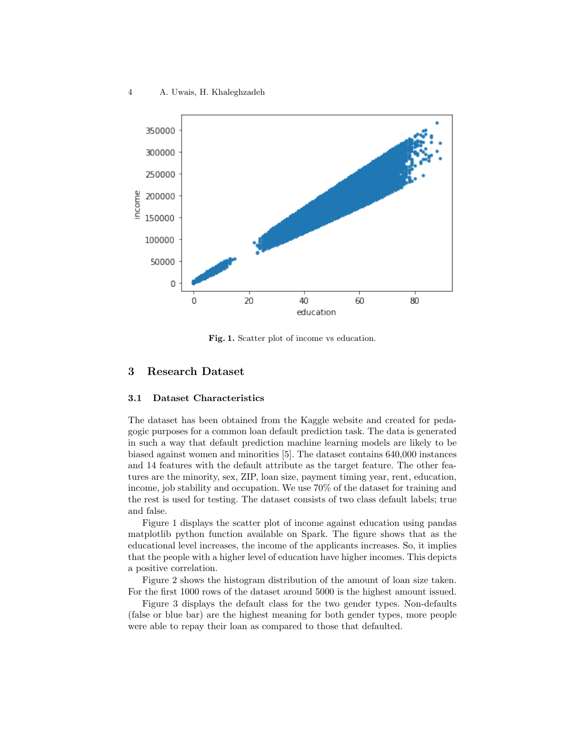Fig. 1. Scatter plot of income vs education.

## 3 Research Dataset

### 3.1 Dataset Characteristics

The dataset has been obtained from the Kaggle website and created for pedagogic purposes for a common loan default prediction task. The data is generated in such a way that default prediction machine learning models are likely to be biased against women and minorities [5]. The dataset contains 640,000 instances and 14 features with the default attribute as the target feature. The other features are the minority, sex, ZIP, loan size, payment timing year, rent, education, income, job stability and occupation. We use 70% of the dataset for training and the rest is used for testing. The dataset consists of two class default labels; true and false.

Figure 1 displays the scatter plot of income against education using pandas matplotlib python function available on Spark. The figure shows that as the educational level increases, the income of the applicants increases. So, it implies that the people with a higher level of education have higher incomes. This depicts a positive correlation.

Figure 2 shows the histogram distribution of the amount of loan size taken. For the first 1000 rows of the dataset around 5000 is the highest amount issued.

Figure 3 displays the default class for the two gender types. Non-defaults (false or blue bar) are the highest meaning for both gender types, more people were able to repay their loan as compared to those that defaulted.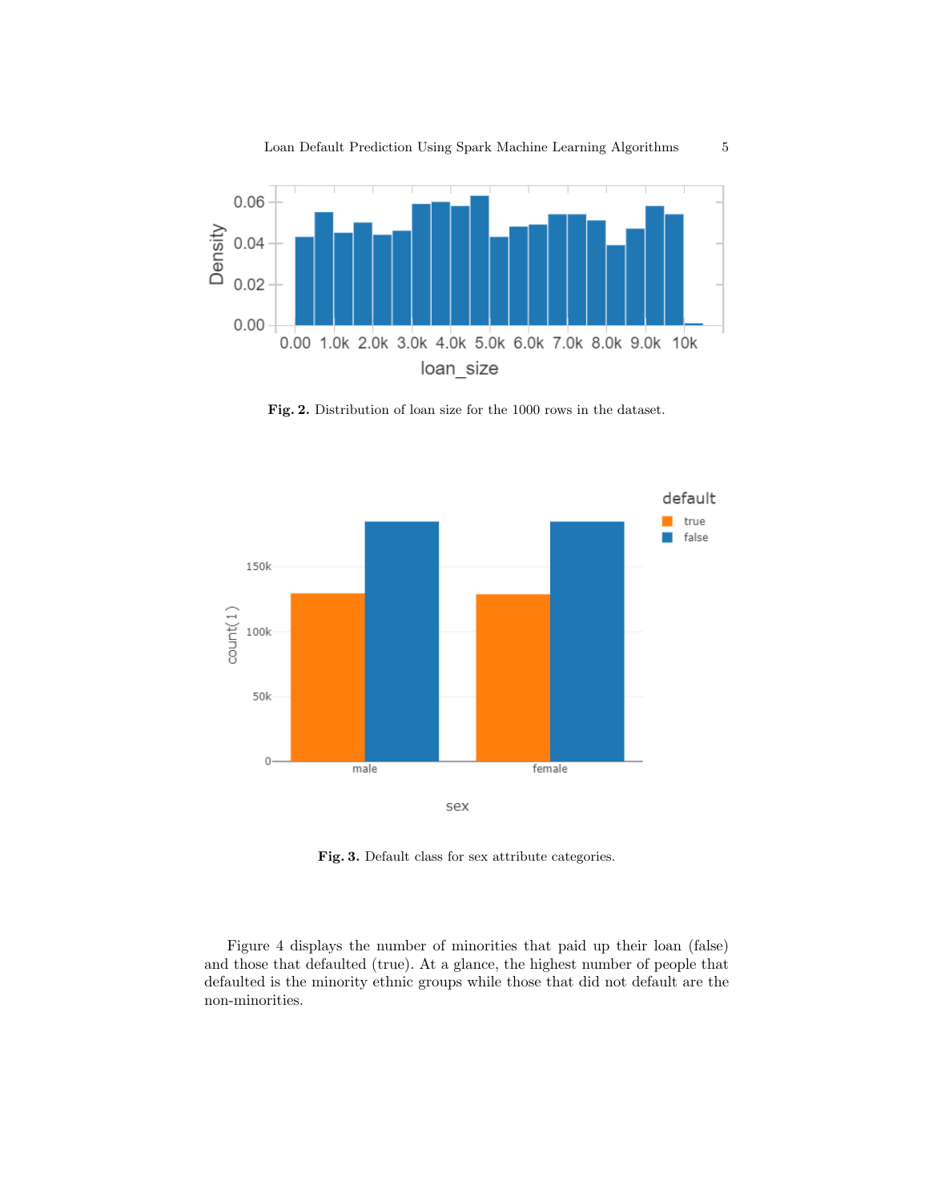**Fig. 2.** Distribution of loan size for the 1000 rows in the dataset.

**Fig. 3.** Default class for sex attribute categories.

Figure 4 displays the number of minorities that paid up their loan (false) and those that defaulted (true). At a glance, the highest number of people that defaulted is the minority ethnic groups while those that did not default are the non-minorities.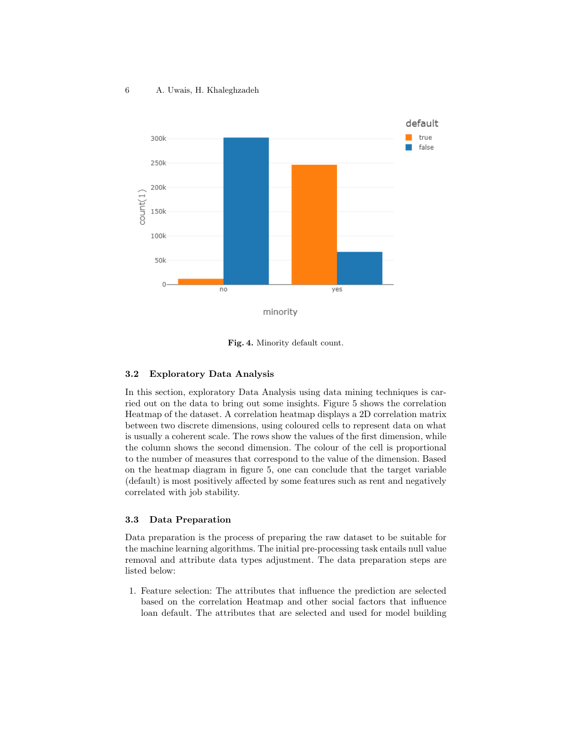Fig. 4. Minority default count.

### 3.2 Exploratory Data Analysis

In this section, exploratory Data Analysis using data mining techniques is carried out on the data to bring out some insights. Figure 5 shows the correlation Heatmap of the dataset. A correlation heatmap displays a 2D correlation matrix between two discrete dimensions, using coloured cells to represent data on what is usually a coherent scale. The rows show the values of the first dimension, while the column shows the second dimension. The colour of the cell is proportional to the number of measures that correspond to the value of the dimension. Based on the heatmap diagram in figure 5, one can conclude that the target variable (default) is most positively affected by some features such as rent and negatively correlated with job stability.

### 3.3 Data Preparation

Data preparation is the process of preparing the raw dataset to be suitable for the machine learning algorithms. The initial pre-processing task entails null value removal and attribute data types adjustment. The data preparation steps are listed below:

1. Feature selection: The attributes that influence the prediction are selected based on the correlation Heatmap and other social factors that influence loan default. The attributes that are selected and used for model building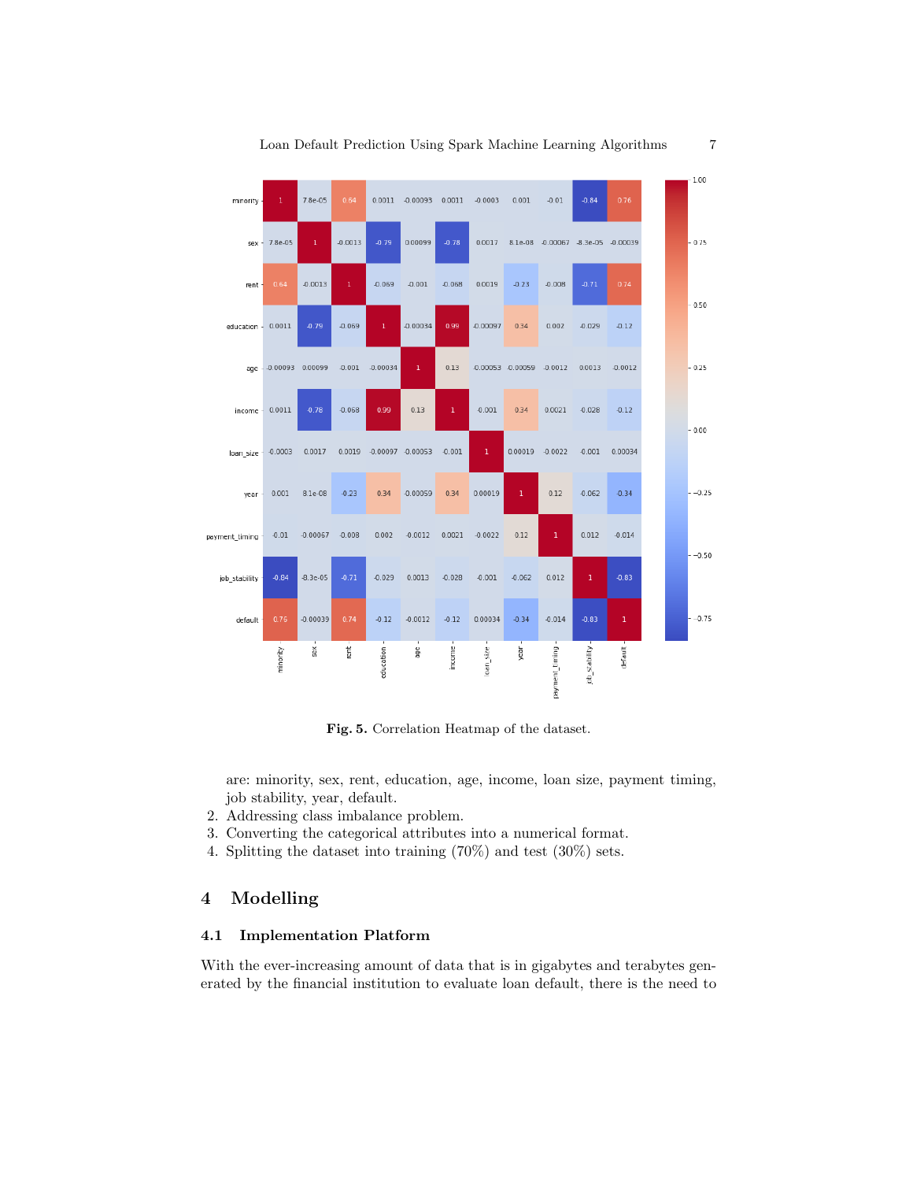Fig. 5. Correlation Heatmap of the dataset.

are: minority, sex, rent, education, age, income, loan size, payment timing, job stability, year, default.

2. Addressing class imbalance problem.
3. Converting the categorical attributes into a numerical format.
4. Splitting the dataset into training (70%) and test (30%) sets.

## 4 Modelling

### 4.1 Implementation Platform

With the ever-increasing amount of data that is in gigabytes and terabytes generated by the financial institution to evaluate loan default, there is the need to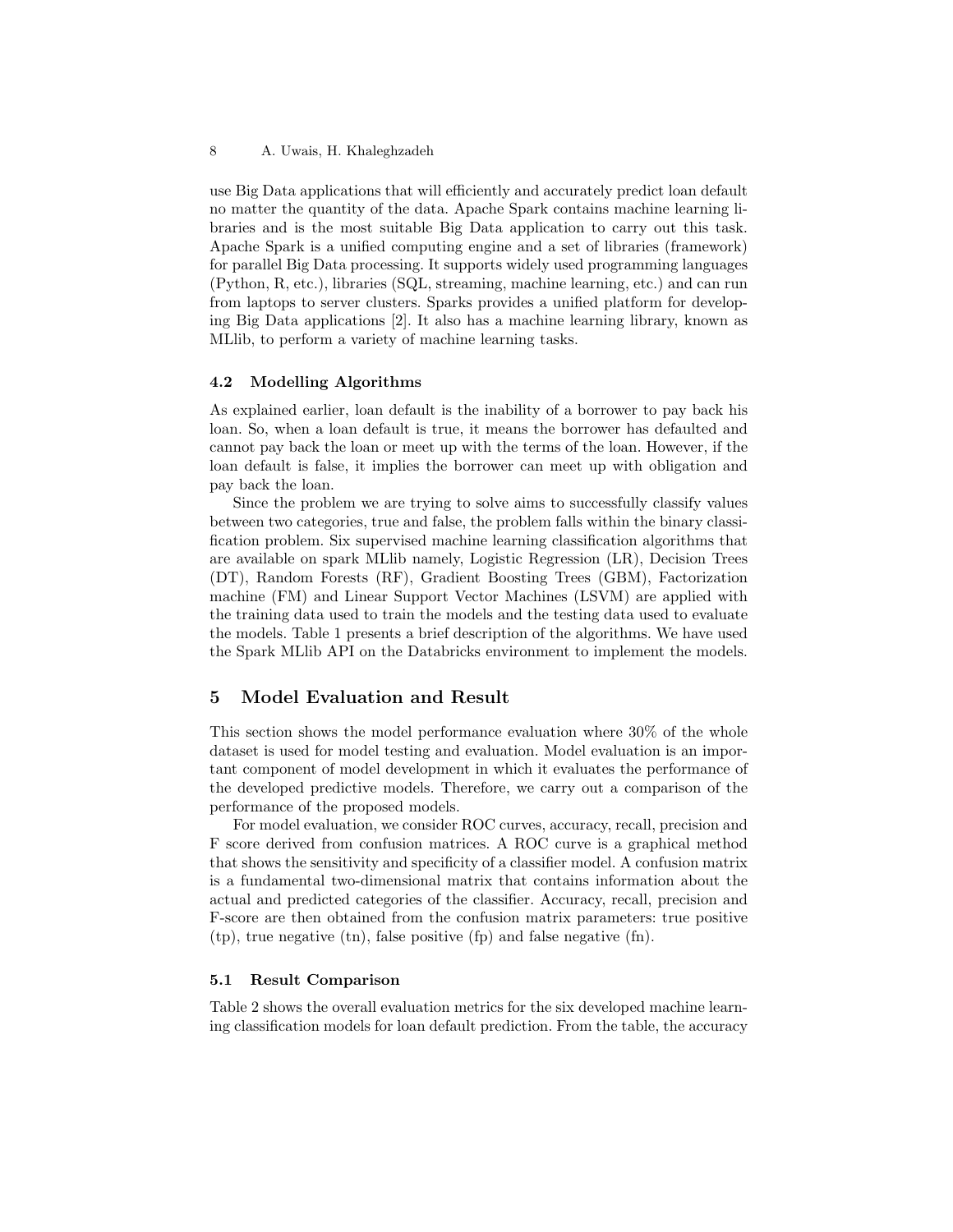use Big Data applications that will efficiently and accurately predict loan default no matter the quantity of the data. Apache Spark contains machine learning libraries and is the most suitable Big Data application to carry out this task. Apache Spark is a unified computing engine and a set of libraries (framework) for parallel Big Data processing. It supports widely used programming languages (Python, R, etc.), libraries (SQL, streaming, machine learning, etc.) and can run from laptops to server clusters. Sparks provides a unified platform for developing Big Data applications [2]. It also has a machine learning library, known as MLlib, to perform a variety of machine learning tasks.

### 4.2 Modelling Algorithms

As explained earlier, loan default is the inability of a borrower to pay back his loan. So, when a loan default is true, it means the borrower has defaulted and cannot pay back the loan or meet up with the terms of the loan. However, if the loan default is false, it implies the borrower can meet up with obligation and pay back the loan.

Since the problem we are trying to solve aims to successfully classify values between two categories, true and false, the problem falls within the binary classification problem. Six supervised machine learning classification algorithms that are available on spark MLlib namely, Logistic Regression (LR), Decision Trees (DT), Random Forests (RF), Gradient Boosting Trees (GBM), Factorization machine (FM) and Linear Support Vector Machines (LSVM) are applied with the training data used to train the models and the testing data used to evaluate the models. Table 1 presents a brief description of the algorithms. We have used the Spark MLlib API on the Databricks environment to implement the models.

## 5 Model Evaluation and Result

This section shows the model performance evaluation where 30% of the whole dataset is used for model testing and evaluation. Model evaluation is an important component of model development in which it evaluates the performance of the developed predictive models. Therefore, we carry out a comparison of the performance of the proposed models.

For model evaluation, we consider ROC curves, accuracy, recall, precision and F score derived from confusion matrices. A ROC curve is a graphical method that shows the sensitivity and specificity of a classifier model. A confusion matrix is a fundamental two-dimensional matrix that contains information about the actual and predicted categories of the classifier. Accuracy, recall, precision and F-score are then obtained from the confusion matrix parameters: true positive (tp), true negative (tn), false positive (fp) and false negative (fn).

### 5.1 Result Comparison

Table 2 shows the overall evaluation metrics for the six developed machine learning classification models for loan default prediction. From the table, the accuracy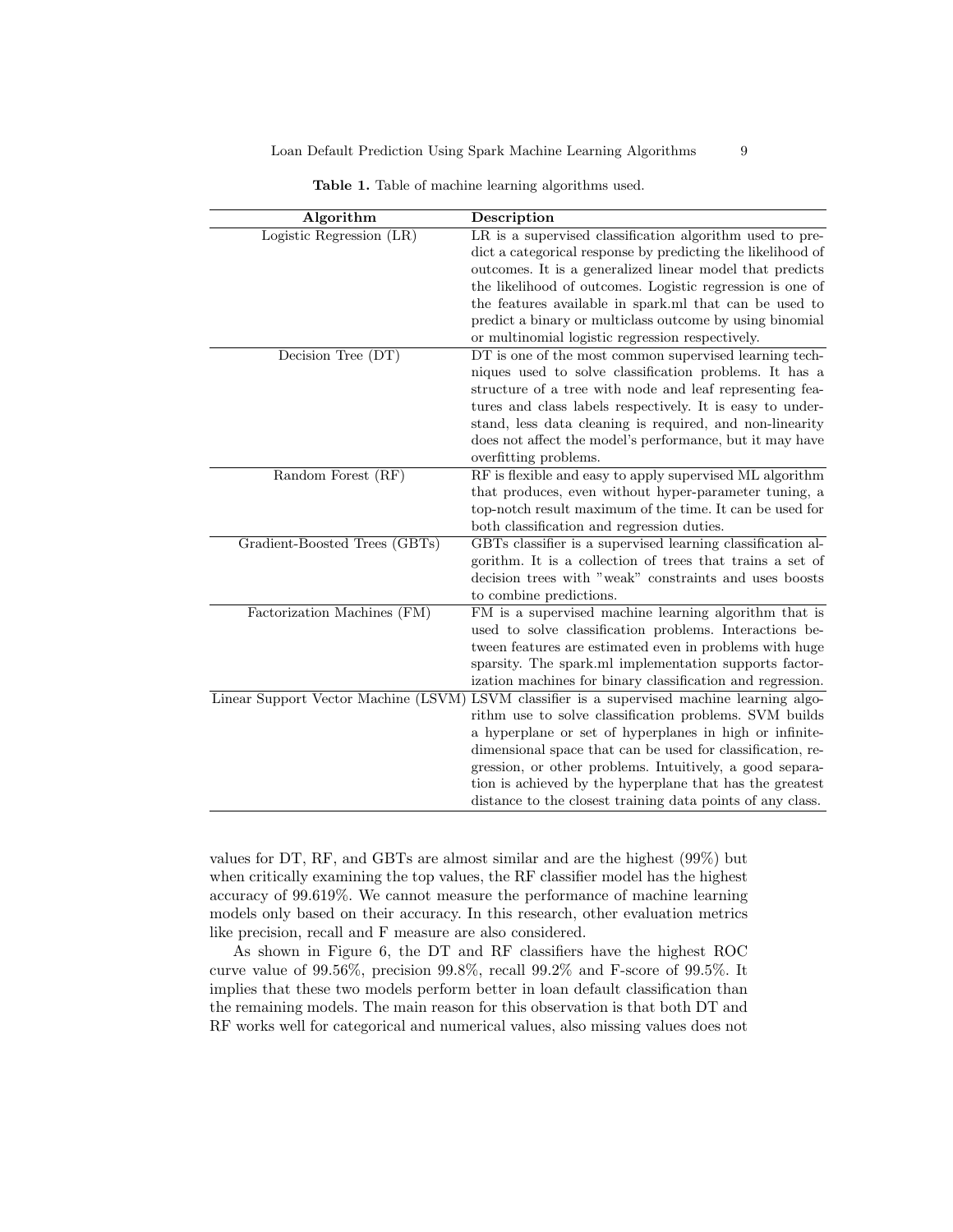**Table 1.** Table of machine learning algorithms used.

| Algorithm | Description |
|---|---|
| Logistic Regression (LR) | LR is a supervised classification algorithm used to predict a categorical response by predicting the likelihood of outcomes. It is a generalized linear model that predicts the likelihood of outcomes. Logistic regression is one of the features available in spark.ml that can be used to predict a binary or multiclass outcome by using binomial or multinomial logistic regression respectively. |
| Decision Tree (DT) | DT is one of the most common supervised learning techniques used to solve classification problems. It has a structure of a tree with node and leaf representing features and class labels respectively. It is easy to understand, less data cleaning is required, and non-linearity does not affect the model's performance, but it may have overfitting problems. |
| Random Forest (RF) | RF is flexible and easy to apply supervised ML algorithm that produces, even without hyper-parameter tuning, a top-notch result maximum of the time. It can be used for both classification and regression duties. |
| Gradient-Boosted Trees (GBTs) | GBTs classifier is a supervised learning classification algorithm. It is a collection of trees that trains a set of decision trees with "weak" constraints and uses boosts to combine predictions. |
| Factorization Machines (FM) | FM is a supervised machine learning algorithm that is used to solve classification problems. Interactions between features are estimated even in problems with huge sparsity. The spark.ml implementation supports factorization machines for binary classification and regression. |
| Linear Support Vector Machine (LSVM) | LSVM classifier is a supervised machine learning algorithm use to solve classification problems. SVM builds a hyperplane or set of hyperplanes in high or infinite-dimensional space that can be used for classification, regression, or other problems. Intuitively, a good separation is achieved by the hyperplane that has the greatest distance to the closest training data points of any class. |

values for DT, RF, and GBTs are almost similar and are the highest (99%) but when critically examining the top values, the RF classifier model has the highest accuracy of 99.619%. We cannot measure the performance of machine learning models only based on their accuracy. In this research, other evaluation metrics like precision, recall and F measure are also considered.

As shown in Figure 6, the DT and RF classifiers have the highest ROC curve value of 99.56%, precision 99.8%, recall 99.2% and F-score of 99.5%. It implies that these two models perform better in loan default classification than the remaining models. The main reason for this observation is that both DT and RF works well for categorical and numerical values, also missing values does not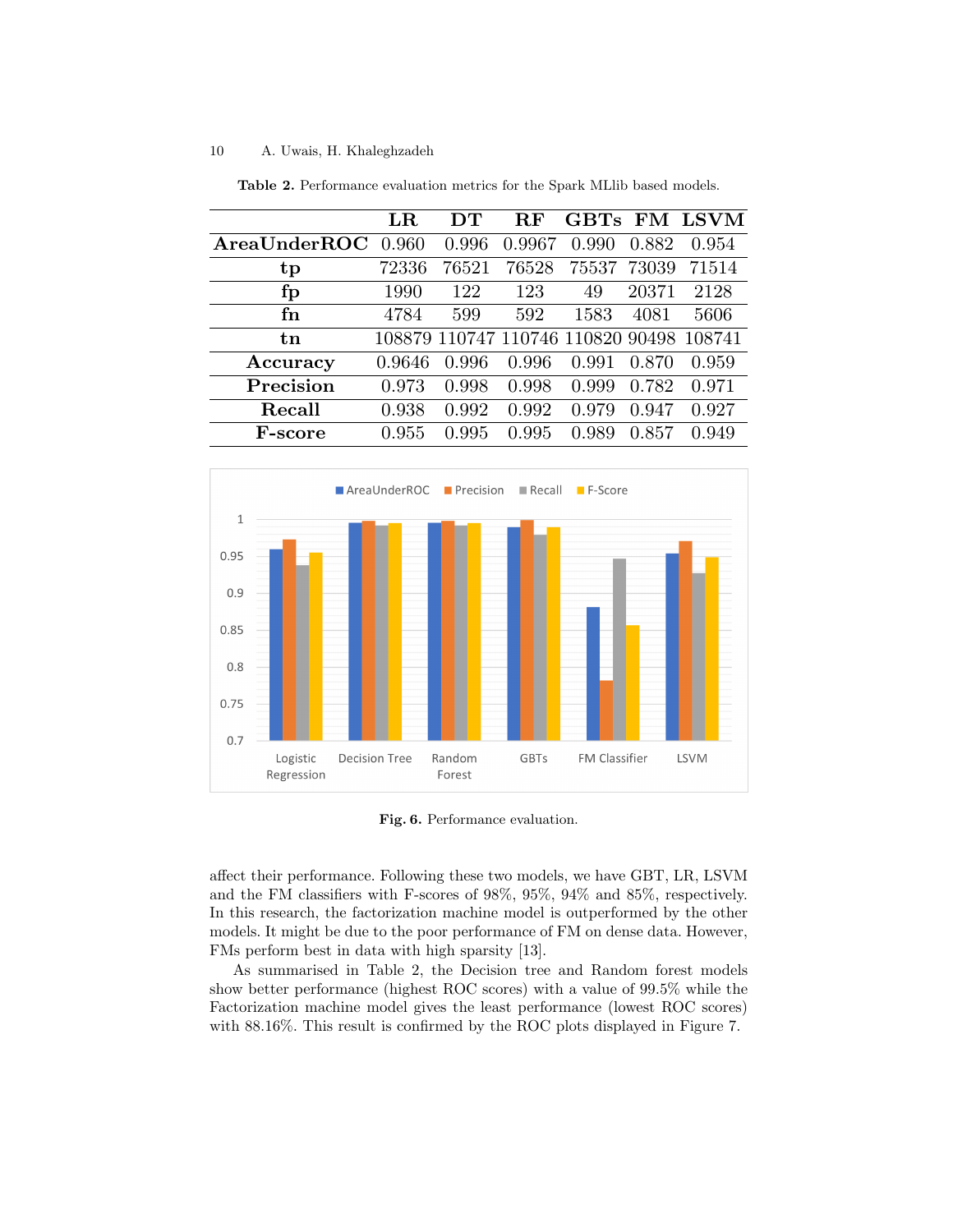**Table 2.** Performance evaluation metrics for the Spark MLlib based models.

| | LR | DT | RF | GBTs | FM | LSVM |
|---|---|---|---|---|---|---|
| **AreaUnderROC** | 0.960 | 0.996 | 0.9967 | 0.990 | 0.882 | 0.954 |
| **tp** | 72336 | 76521 | 76528 | 75537 | 73039 | 71514 |
| **fp** | 1990 | 122 | 123 | 49 | 20371 | 2128 |
| **fn** | 4784 | 599 | 592 | 1583 | 4081 | 5606 |
| **tn** | 108879 | 110747 | 110746 | 110820 | 90498 | 108741 |
| **Accuracy** | 0.9646 | 0.996 | 0.996 | 0.991 | 0.870 | 0.959 |
| **Precision** | 0.973 | 0.998 | 0.998 | 0.999 | 0.782 | 0.971 |
| **Recall** | 0.938 | 0.992 | 0.992 | 0.979 | 0.947 | 0.927 |
| **F-score** | 0.955 | 0.995 | 0.995 | 0.989 | 0.857 | 0.949 |

**Fig. 6.** Performance evaluation.

affect their performance. Following these two models, we have GBT, LR, LSVM and the FM classifiers with F-scores of 98%, 95%, 94% and 85%, respectively. In this research, the factorization machine model is outperformed by the other models. It might be due to the poor performance of FM on dense data. However, FMs perform best in data with high sparsity [13].

As summarised in Table 2, the Decision tree and Random forest models show better performance (highest ROC scores) with a value of 99.5% while the Factorization machine model gives the least performance (lowest ROC scores) with 88.16%. This result is confirmed by the ROC plots displayed in Figure 7.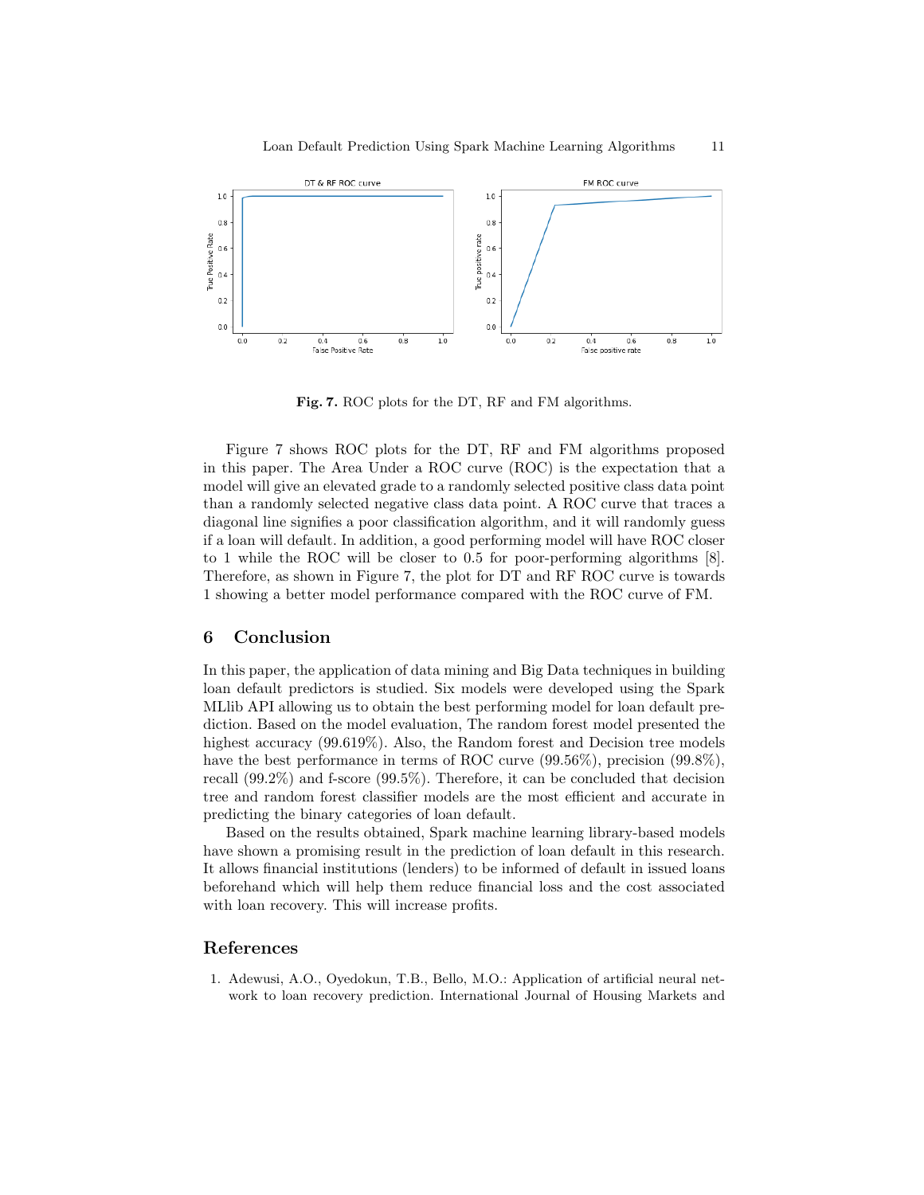**Fig. 7.** ROC plots for the DT, RF and FM algorithms.

Figure 7 shows ROC plots for the DT, RF and FM algorithms proposed in this paper. The Area Under a ROC curve (ROC) is the expectation that a model will give an elevated grade to a randomly selected positive class data point than a randomly selected negative class data point. A ROC curve that traces a diagonal line signifies a poor classification algorithm, and it will randomly guess if a loan will default. In addition, a good performing model will have ROC closer to 1 while the ROC will be closer to 0.5 for poor-performing algorithms [8]. Therefore, as shown in Figure 7, the plot for DT and RF ROC curve is towards 1 showing a better model performance compared with the ROC curve of FM.

## 6 Conclusion

In this paper, the application of data mining and Big Data techniques in building loan default predictors is studied. Six models were developed using the Spark MLlib API allowing us to obtain the best performing model for loan default prediction. Based on the model evaluation, The random forest model presented the highest accuracy (99.619%). Also, the Random forest and Decision tree models have the best performance in terms of ROC curve (99.56%), precision (99.8%), recall (99.2%) and f-score (99.5%). Therefore, it can be concluded that decision tree and random forest classifier models are the most efficient and accurate in predicting the binary categories of loan default.

Based on the results obtained, Spark machine learning library-based models have shown a promising result in the prediction of loan default in this research. It allows financial institutions (lenders) to be informed of default in issued loans beforehand which will help them reduce financial loss and the cost associated with loan recovery. This will increase profits.

## References

1. Adewusi, A.O., Oyedokun, T.B., Bello, M.O.: Application of artificial neural network to loan recovery prediction. International Journal of Housing Markets and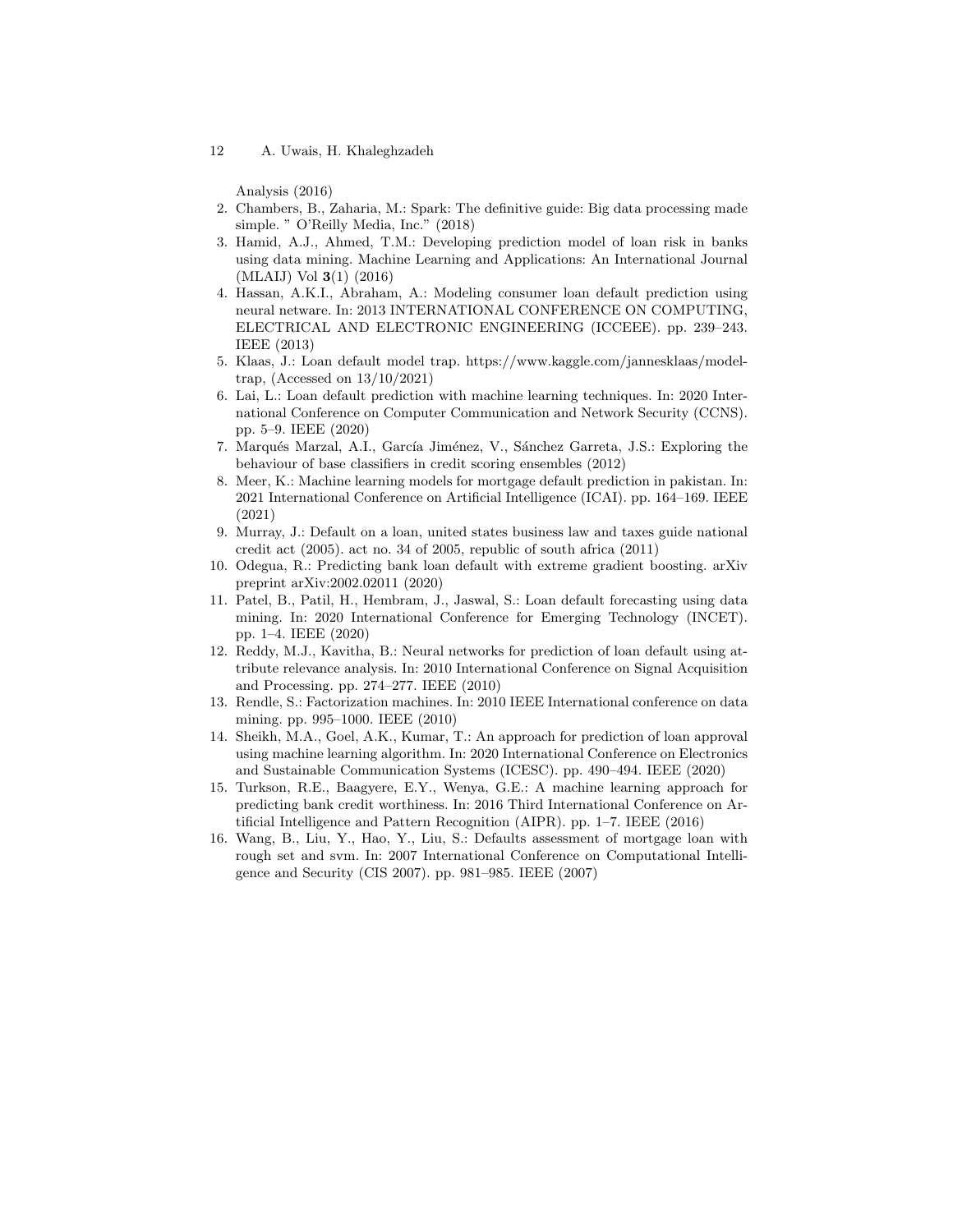Analysis (2016)

2. Chambers, B., Zaharia, M.: Spark: The definitive guide: Big data processing made simple. " O'Reilly Media, Inc." (2018)
3. Hamid, A.J., Ahmed, T.M.: Developing prediction model of loan risk in banks using data mining. Machine Learning and Applications: An International Journal (MLAIJ) Vol **3**(1) (2016)
4. Hassan, A.K.I., Abraham, A.: Modeling consumer loan default prediction using neural netware. In: 2013 INTERNATIONAL CONFERENCE ON COMPUTING, ELECTRICAL AND ELECTRONIC ENGINEERING (ICCEEE). pp. 239–243. IEEE (2013)
5. Klaas, J.: Loan default model trap. https://www.kaggle.com/jannesklaas/model-trap, (Accessed on 13/10/2021)
6. Lai, L.: Loan default prediction with machine learning techniques. In: 2020 International Conference on Computer Communication and Network Security (CCNS). pp. 5–9. IEEE (2020)
7. Marqués Marzal, A.I., García Jiménez, V., Sánchez Garreta, J.S.: Exploring the behaviour of base classifiers in credit scoring ensembles (2012)
8. Meer, K.: Machine learning models for mortgage default prediction in pakistan. In: 2021 International Conference on Artificial Intelligence (ICAI). pp. 164–169. IEEE (2021)
9. Murray, J.: Default on a loan, united states business law and taxes guide national credit act (2005). act no. 34 of 2005, republic of south africa (2011)
10. Odegua, R.: Predicting bank loan default with extreme gradient boosting. arXiv preprint arXiv:2002.02011 (2020)
11. Patel, B., Patil, H., Hembram, J., Jaswal, S.: Loan default forecasting using data mining. In: 2020 International Conference for Emerging Technology (INCET). pp. 1–4. IEEE (2020)
12. Reddy, M.J., Kavitha, B.: Neural networks for prediction of loan default using attribute relevance analysis. In: 2010 International Conference on Signal Acquisition and Processing. pp. 274–277. IEEE (2010)
13. Rendle, S.: Factorization machines. In: 2010 IEEE International conference on data mining. pp. 995–1000. IEEE (2010)
14. Sheikh, M.A., Goel, A.K., Kumar, T.: An approach for prediction of loan approval using machine learning algorithm. In: 2020 International Conference on Electronics and Sustainable Communication Systems (ICESC). pp. 490–494. IEEE (2020)
15. Turkson, R.E., Baagyere, E.Y., Wenya, G.E.: A machine learning approach for predicting bank credit worthiness. In: 2016 Third International Conference on Artificial Intelligence and Pattern Recognition (AIPR). pp. 1–7. IEEE (2016)
16. Wang, B., Liu, Y., Hao, Y., Liu, S.: Defaults assessment of mortgage loan with rough set and svm. In: 2007 International Conference on Computational Intelligence and Security (CIS 2007). pp. 981–985. IEEE (2007)